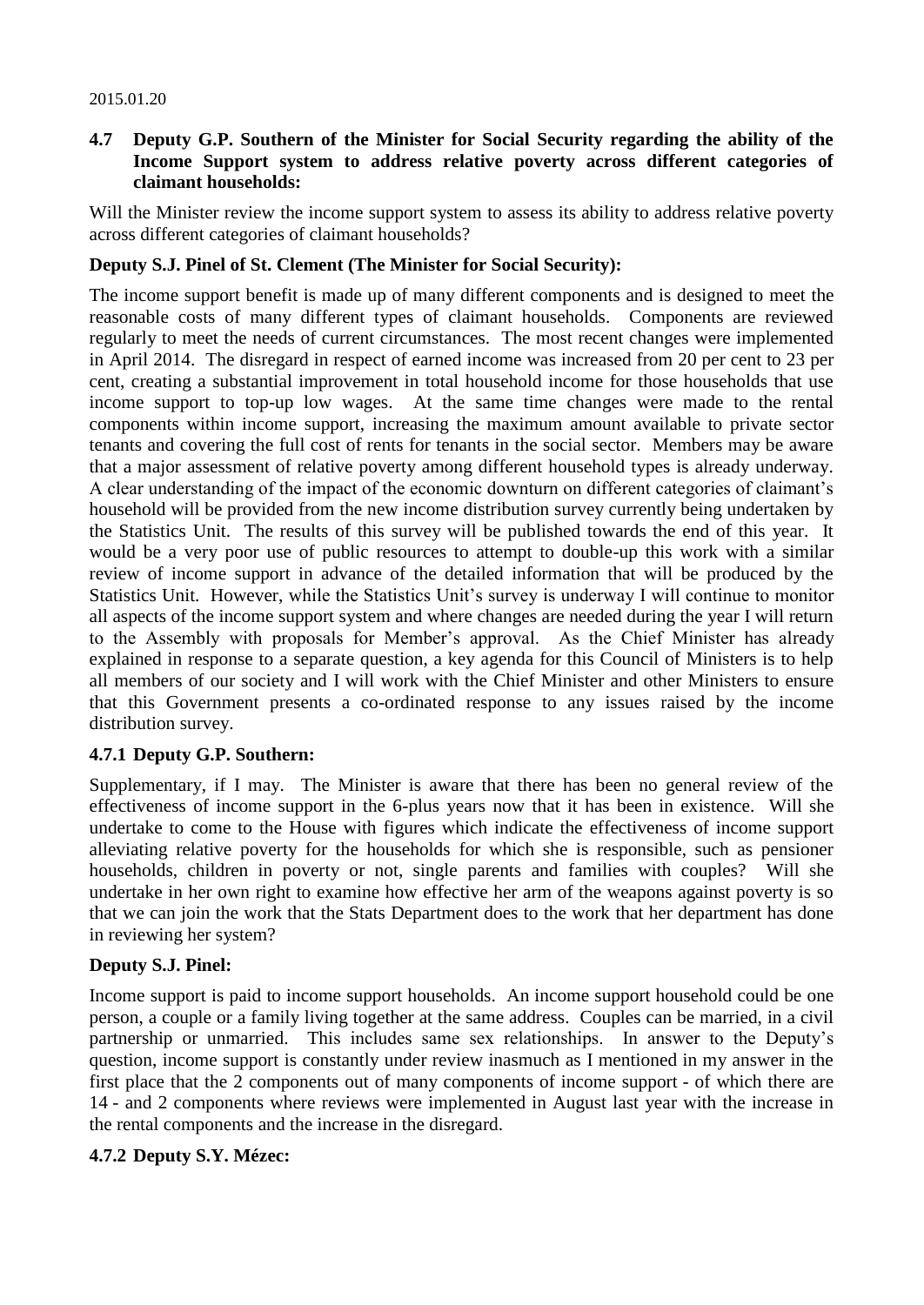2015.01.20

### 4.7 Deputy G.P. Southern of the Minister for Social Security regarding the ability of the Income Support system to address relative poverty across different categories of claimant households:

Will the Minister review the income support system to assess its ability to address relative poverty across different categories of claimant households?

**Deputy S.J. Pinel of St. Clement (The Minister for Social Security):**

The income support benefit is made up of many different components and is designed to meet the reasonable costs of many different types of claimant households. Components are reviewed regularly to meet the needs of current circumstances. The most recent changes were implemented in April 2014. The disregard in respect of earned income was increased from 20 per cent to 23 per cent, creating a substantial improvement in total household income for those households that use income support to top-up low wages. At the same time changes were made to the rental components within income support, increasing the maximum amount available to private sector tenants and covering the full cost of rents for tenants in the social sector. Members may be aware that a major assessment of relative poverty among different household types is already underway. A clear understanding of the impact of the economic downturn on different categories of claimant's household will be provided from the new income distribution survey currently being undertaken by the Statistics Unit. The results of this survey will be published towards the end of this year. It would be a very poor use of public resources to attempt to double-up this work with a similar review of income support in advance of the detailed information that will be produced by the Statistics Unit. However, while the Statistics Unit's survey is underway I will continue to monitor all aspects of the income support system and where changes are needed during the year I will return to the Assembly with proposals for Member's approval. As the Chief Minister has already explained in response to a separate question, a key agenda for this Council of Ministers is to help all members of our society and I will work with the Chief Minister and other Ministers to ensure that this Government presents a co-ordinated response to any issues raised by the income distribution survey.

### 4.7.1 Deputy G.P. Southern:

Supplementary, if I may. The Minister is aware that there has been no general review of the effectiveness of income support in the 6-plus years now that it has been in existence. Will she undertake to come to the House with figures which indicate the effectiveness of income support alleviating relative poverty for the households for which she is responsible, such as pensioner households, children in poverty or not, single parents and families with couples? Will she undertake in her own right to examine how effective her arm of the weapons against poverty is so that we can join the work that the Stats Department does to the work that her department has done in reviewing her system?

**Deputy S.J. Pinel:**

Income support is paid to income support households. An income support household could be one person, a couple or a family living together at the same address. Couples can be married, in a civil partnership or unmarried. This includes same sex relationships. In answer to the Deputy's question, income support is constantly under review inasmuch as I mentioned in my answer in the first place that the 2 components out of many components of income support - of which there are 14 - and 2 components where reviews were implemented in August last year with the increase in the rental components and the increase in the disregard.

### 4.7.2 Deputy S.Y. Mézec: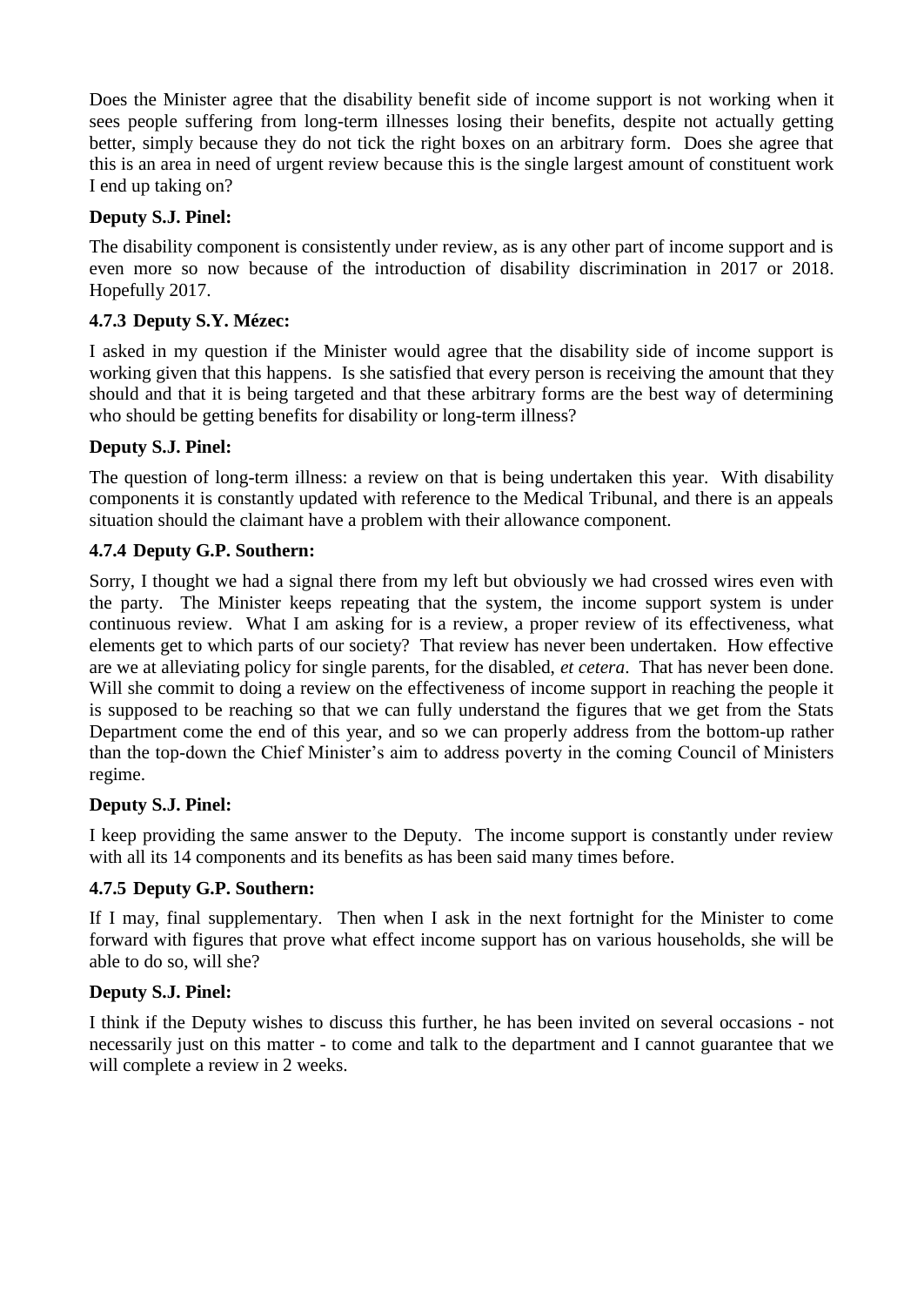Does the Minister agree that the disability benefit side of income support is not working when it sees people suffering from long-term illnesses losing their benefits, despite not actually getting better, simply because they do not tick the right boxes on an arbitrary form. Does she agree that this is an area in need of urgent review because this is the single largest amount of constituent work I end up taking on?

**Deputy S.J. Pinel:**

The disability component is consistently under review, as is any other part of income support and is even more so now because of the introduction of disability discrimination in 2017 or 2018. Hopefully 2017.

**4.7.3 Deputy S.Y. Mézec:**

I asked in my question if the Minister would agree that the disability side of income support is working given that this happens. Is she satisfied that every person is receiving the amount that they should and that it is being targeted and that these arbitrary forms are the best way of determining who should be getting benefits for disability or long-term illness?

**Deputy S.J. Pinel:**

The question of long-term illness: a review on that is being undertaken this year. With disability components it is constantly updated with reference to the Medical Tribunal, and there is an appeals situation should the claimant have a problem with their allowance component.

**4.7.4 Deputy G.P. Southern:**

Sorry, I thought we had a signal there from my left but obviously we had crossed wires even with the party. The Minister keeps repeating that the system, the income support system is under continuous review. What I am asking for is a review, a proper review of its effectiveness, what elements get to which parts of our society? That review has never been undertaken. How effective are we at alleviating policy for single parents, for the disabled, *et cetera*. That has never been done. Will she commit to doing a review on the effectiveness of income support in reaching the people it is supposed to be reaching so that we can fully understand the figures that we get from the Stats Department come the end of this year, and so we can properly address from the bottom-up rather than the top-down the Chief Minister's aim to address poverty in the coming Council of Ministers regime.

**Deputy S.J. Pinel:**

I keep providing the same answer to the Deputy. The income support is constantly under review with all its 14 components and its benefits as has been said many times before.

**4.7.5 Deputy G.P. Southern:**

If I may, final supplementary. Then when I ask in the next fortnight for the Minister to come forward with figures that prove what effect income support has on various households, she will be able to do so, will she?

**Deputy S.J. Pinel:**

I think if the Deputy wishes to discuss this further, he has been invited on several occasions - not necessarily just on this matter - to come and talk to the department and I cannot guarantee that we will complete a review in 2 weeks.